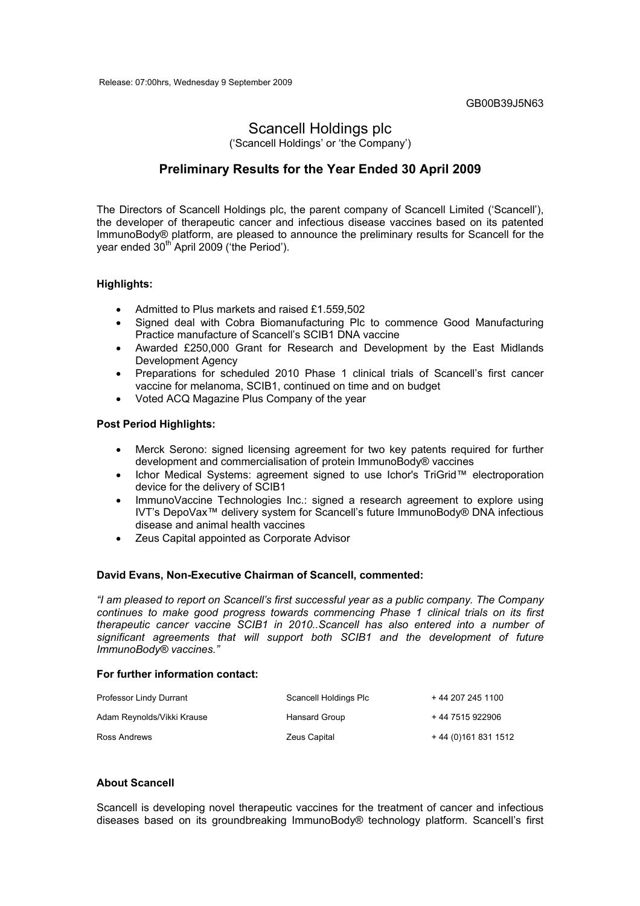Release: 07:00hrs, Wednesday 9 September 2009

GB00B39J5N63

# Scancell Holdings plc

('Scancell Holdings' or 'the Company')

## Preliminary Results for the Year Ended 30 April 2009

The Directors of Scancell Holdings plc, the parent company of Scancell Limited ('Scancell'), the developer of therapeutic cancer and infectious disease vaccines based on its patented ImmunoBody® platform, are pleased to announce the preliminary results for Scancell for the year ended 30th April 2009 ('the Period').

**Highlights:**

- Admitted to Plus markets and raised £1.559,502
- Signed deal with Cobra Biomanufacturing Plc to commence Good Manufacturing Practice manufacture of Scancell's SCIB1 DNA vaccine
- Awarded £250,000 Grant for Research and Development by the East Midlands Development Agency
- Preparations for scheduled 2010 Phase 1 clinical trials of Scancell's first cancer vaccine for melanoma, SCIB1, continued on time and on budget
- Voted ACQ Magazine Plus Company of the year

**Post Period Highlights:**

- Merck Serono: signed licensing agreement for two key patents required for further development and commercialisation of protein ImmunoBody® vaccines
- Ichor Medical Systems: agreement signed to use Ichor's TriGrid™ electroporation device for the delivery of SCIB1
- ImmunoVaccine Technologies Inc.: signed a research agreement to explore using IVT's DepoVax™ delivery system for Scancell's future ImmunoBody® DNA infectious disease and animal health vaccines
- Zeus Capital appointed as Corporate Advisor

**David Evans, Non-Executive Chairman of Scancell, commented:**

*"I am pleased to report on Scancell's first successful year as a public company. The Company continues to make good progress towards commencing Phase 1 clinical trials on its first therapeutic cancer vaccine SCIB1 in 2010..Scancell has also entered into a number of significant agreements that will support both SCIB1 and the development of future ImmunoBody® vaccines."*

**For further information contact:**

| | | |
|---|---|---|
| Professor Lindy Durrant | Scancell Holdings Plc | + 44 207 245 1100 |
| Adam Reynolds/Vikki Krause | Hansard Group | + 44 7515 922906 |
| Ross Andrews | Zeus Capital | + 44 (0)161 831 1512 |

**About Scancell**

Scancell is developing novel therapeutic vaccines for the treatment of cancer and infectious diseases based on its groundbreaking ImmunoBody® technology platform. Scancell's first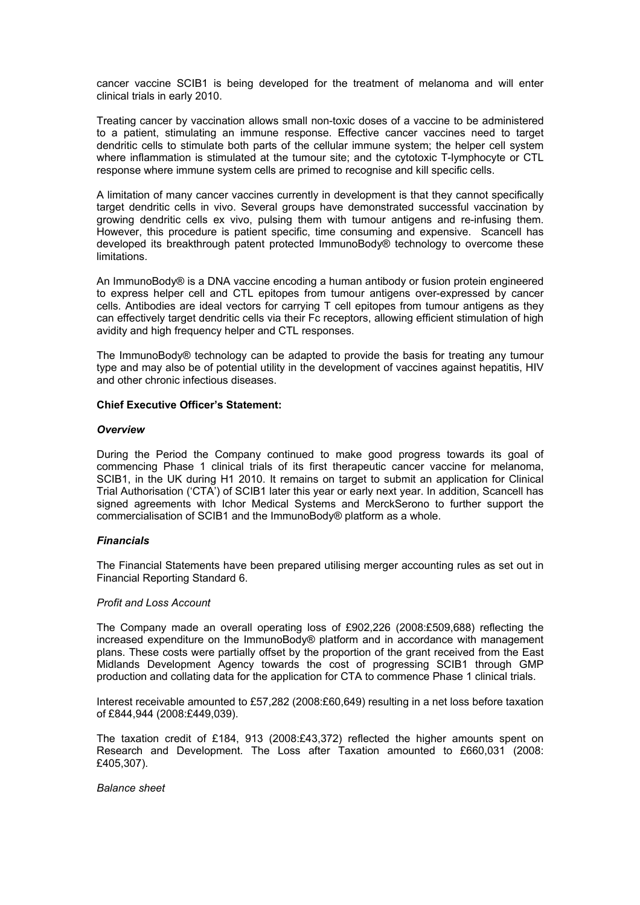cancer vaccine SCIB1 is being developed for the treatment of melanoma and will enter clinical trials in early 2010.

Treating cancer by vaccination allows small non-toxic doses of a vaccine to be administered to a patient, stimulating an immune response. Effective cancer vaccines need to target dendritic cells to stimulate both parts of the cellular immune system; the helper cell system where inflammation is stimulated at the tumour site; and the cytotoxic T-lymphocyte or CTL response where immune system cells are primed to recognise and kill specific cells.

A limitation of many cancer vaccines currently in development is that they cannot specifically target dendritic cells in vivo. Several groups have demonstrated successful vaccination by growing dendritic cells ex vivo, pulsing them with tumour antigens and re-infusing them. However, this procedure is patient specific, time consuming and expensive. Scancell has developed its breakthrough patent protected ImmunoBody® technology to overcome these limitations.

An ImmunoBody® is a DNA vaccine encoding a human antibody or fusion protein engineered to express helper cell and CTL epitopes from tumour antigens over-expressed by cancer cells. Antibodies are ideal vectors for carrying T cell epitopes from tumour antigens as they can effectively target dendritic cells via their Fc receptors, allowing efficient stimulation of high avidity and high frequency helper and CTL responses.

The ImmunoBody® technology can be adapted to provide the basis for treating any tumour type and may also be of potential utility in the development of vaccines against hepatitis, HIV and other chronic infectious diseases.

**Chief Executive Officer's Statement:**

***Overview***

During the Period the Company continued to make good progress towards its goal of commencing Phase 1 clinical trials of its first therapeutic cancer vaccine for melanoma, SCIB1, in the UK during H1 2010. It remains on target to submit an application for Clinical Trial Authorisation ('CTA') of SCIB1 later this year or early next year. In addition, Scancell has signed agreements with Ichor Medical Systems and MerckSerono to further support the commercialisation of SCIB1 and the ImmunoBody® platform as a whole.

***Financials***

The Financial Statements have been prepared utilising merger accounting rules as set out in Financial Reporting Standard 6.

*Profit and Loss Account*

The Company made an overall operating loss of £902,226 (2008:£509,688) reflecting the increased expenditure on the ImmunoBody® platform and in accordance with management plans. These costs were partially offset by the proportion of the grant received from the East Midlands Development Agency towards the cost of progressing SCIB1 through GMP production and collating data for the application for CTA to commence Phase 1 clinical trials.

Interest receivable amounted to £57,282 (2008:£60,649) resulting in a net loss before taxation of £844,944 (2008:£449,039).

The taxation credit of £184, 913 (2008:£43,372) reflected the higher amounts spent on Research and Development. The Loss after Taxation amounted to £660,031 (2008: £405,307).

*Balance sheet*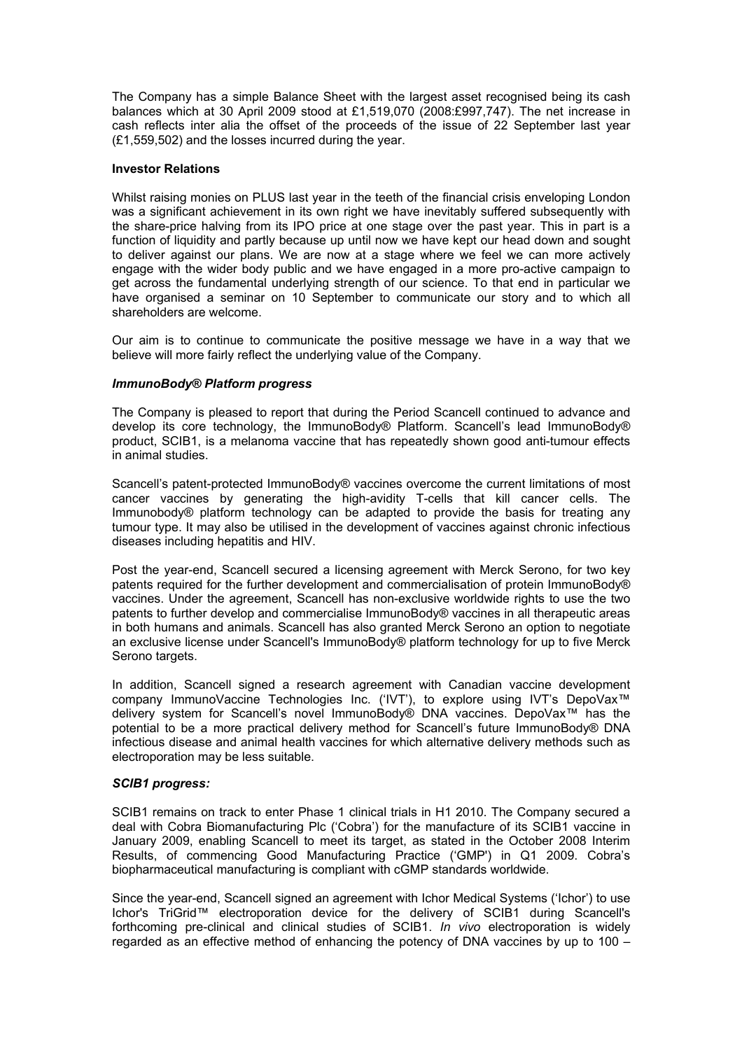The Company has a simple Balance Sheet with the largest asset recognised being its cash balances which at 30 April 2009 stood at £1,519,070 (2008:£997,747). The net increase in cash reflects inter alia the offset of the proceeds of the issue of 22 September last year (£1,559,502) and the losses incurred during the year.

**Investor Relations**

Whilst raising monies on PLUS last year in the teeth of the financial crisis enveloping London was a significant achievement in its own right we have inevitably suffered subsequently with the share-price halving from its IPO price at one stage over the past year. This in part is a function of liquidity and partly because up until now we have kept our head down and sought to deliver against our plans. We are now at a stage where we feel we can more actively engage with the wider body public and we have engaged in a more pro-active campaign to get across the fundamental underlying strength of our science. To that end in particular we have organised a seminar on 10 September to communicate our story and to which all shareholders are welcome.

Our aim is to continue to communicate the positive message we have in a way that we believe will more fairly reflect the underlying value of the Company.

***ImmunoBody® Platform progress***

The Company is pleased to report that during the Period Scancell continued to advance and develop its core technology, the ImmunoBody® Platform. Scancell's lead ImmunoBody® product, SCIB1, is a melanoma vaccine that has repeatedly shown good anti-tumour effects in animal studies.

Scancell's patent-protected ImmunoBody® vaccines overcome the current limitations of most cancer vaccines by generating the high-avidity T-cells that kill cancer cells. The Immunobody® platform technology can be adapted to provide the basis for treating any tumour type. It may also be utilised in the development of vaccines against chronic infectious diseases including hepatitis and HIV.

Post the year-end, Scancell secured a licensing agreement with Merck Serono, for two key patents required for the further development and commercialisation of protein ImmunoBody® vaccines. Under the agreement, Scancell has non-exclusive worldwide rights to use the two patents to further develop and commercialise ImmunoBody® vaccines in all therapeutic areas in both humans and animals. Scancell has also granted Merck Serono an option to negotiate an exclusive license under Scancell's ImmunoBody® platform technology for up to five Merck Serono targets.

In addition, Scancell signed a research agreement with Canadian vaccine development company ImmunoVaccine Technologies Inc. ('IVT'), to explore using IVT's DepoVax™ delivery system for Scancell's novel ImmunoBody® DNA vaccines. DepoVax™ has the potential to be a more practical delivery method for Scancell's future ImmunoBody® DNA infectious disease and animal health vaccines for which alternative delivery methods such as electroporation may be less suitable.

***SCIB1 progress:***

SCIB1 remains on track to enter Phase 1 clinical trials in H1 2010. The Company secured a deal with Cobra Biomanufacturing Plc ('Cobra') for the manufacture of its SCIB1 vaccine in January 2009, enabling Scancell to meet its target, as stated in the October 2008 Interim Results, of commencing Good Manufacturing Practice ('GMP') in Q1 2009. Cobra's biopharmaceutical manufacturing is compliant with cGMP standards worldwide.

Since the year-end, Scancell signed an agreement with Ichor Medical Systems ('Ichor') to use Ichor's TriGrid™ electroporation device for the delivery of SCIB1 during Scancell's forthcoming pre-clinical and clinical studies of SCIB1. *In vivo* electroporation is widely regarded as an effective method of enhancing the potency of DNA vaccines by up to 100 –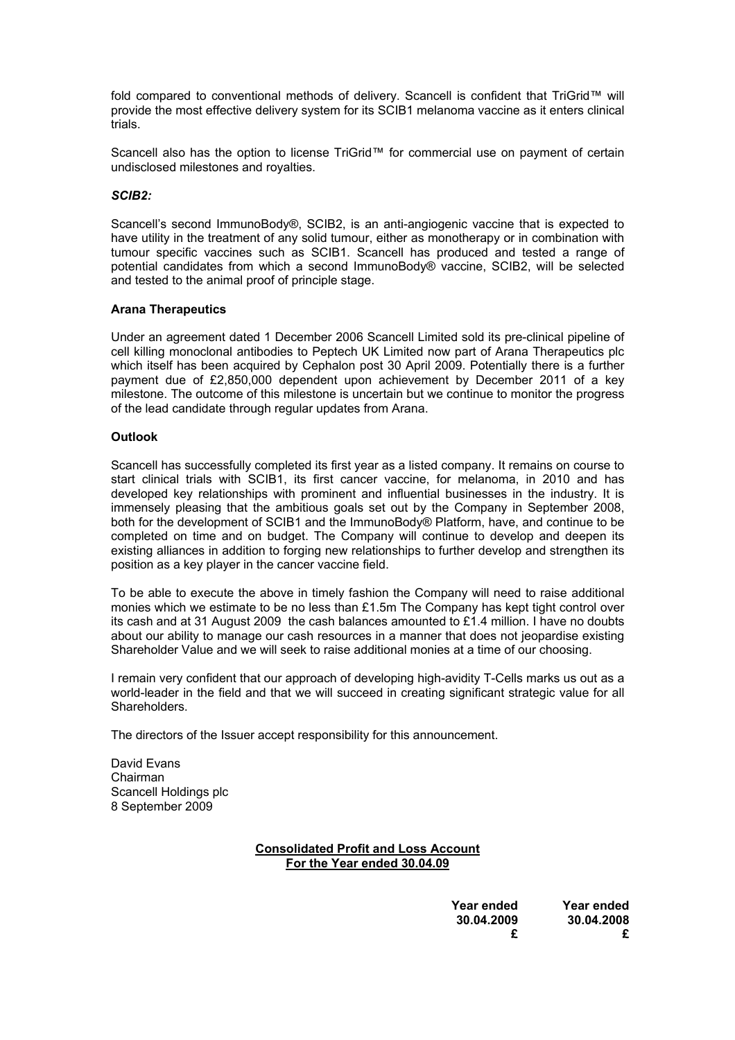fold compared to conventional methods of delivery. Scancell is confident that TriGrid™ will provide the most effective delivery system for its SCIB1 melanoma vaccine as it enters clinical trials.

Scancell also has the option to license TriGrid™ for commercial use on payment of certain undisclosed milestones and royalties.

***SCIB2:***

Scancell's second ImmunoBody®, SCIB2, is an anti-angiogenic vaccine that is expected to have utility in the treatment of any solid tumour, either as monotherapy or in combination with tumour specific vaccines such as SCIB1. Scancell has produced and tested a range of potential candidates from which a second ImmunoBody® vaccine, SCIB2, will be selected and tested to the animal proof of principle stage.

**Arana Therapeutics**

Under an agreement dated 1 December 2006 Scancell Limited sold its pre-clinical pipeline of cell killing monoclonal antibodies to Peptech UK Limited now part of Arana Therapeutics plc which itself has been acquired by Cephalon post 30 April 2009. Potentially there is a further payment due of £2,850,000 dependent upon achievement by December 2011 of a key milestone. The outcome of this milestone is uncertain but we continue to monitor the progress of the lead candidate through regular updates from Arana.

**Outlook**

Scancell has successfully completed its first year as a listed company. It remains on course to start clinical trials with SCIB1, its first cancer vaccine, for melanoma, in 2010 and has developed key relationships with prominent and influential businesses in the industry. It is immensely pleasing that the ambitious goals set out by the Company in September 2008, both for the development of SCIB1 and the ImmunoBody® Platform, have, and continue to be completed on time and on budget. The Company will continue to develop and deepen its existing alliances in addition to forging new relationships to further develop and strengthen its position as a key player in the cancer vaccine field.

To be able to execute the above in timely fashion the Company will need to raise additional monies which we estimate to be no less than £1.5m The Company has kept tight control over its cash and at 31 August 2009 the cash balances amounted to £1.4 million. I have no doubts about our ability to manage our cash resources in a manner that does not jeopardise existing Shareholder Value and we will seek to raise additional monies at a time of our choosing.

I remain very confident that our approach of developing high-avidity T-Cells marks us out as a world-leader in the field and that we will succeed in creating significant strategic value for all Shareholders.

The directors of the Issuer accept responsibility for this announcement.

David Evans
Chairman
Scancell Holdings plc
8 September 2009

**Consolidated Profit and Loss Account**
**For the Year ended 30.04.09**

| | Year ended 30.04.2009 £ | Year ended 30.04.2008 £ |
|---|---|---|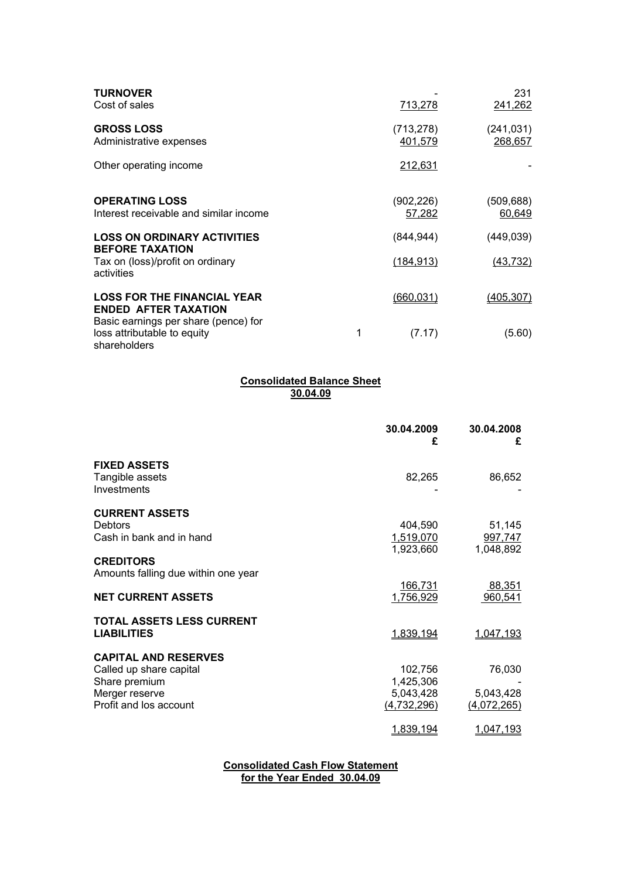| | | | |
|---|---|---|---|
| **TURNOVER** | | - | 231 |
| Cost of sales | | 713,278 | 241,262 |
| **GROSS LOSS** | | (713,278) | (241,031) |
| Administrative expenses | | 401,579 | 268,657 |
| Other operating income | | 212,631 | - |
| **OPERATING LOSS** | | (902,226) | (509,688) |
| Interest receivable and similar income | | 57,282 | 60,649 |
| **LOSS ON ORDINARY ACTIVITIES BEFORE TAXATION** | | (844,944) | (449,039) |
| Tax on (loss)/profit on ordinary activities | | (184,913) | (43,732) |
| **LOSS FOR THE FINANCIAL YEAR ENDED AFTER TAXATION** | | (660,031) | (405,307) |
| Basic earnings per share (pence) for loss attributable to equity shareholders | 1 | (7.17) | (5.60) |

## Consolidated Balance Sheet
## 30.04.09

| | 30.04.2009 £ | 30.04.2008 £ |
|---|---|---|
| **FIXED ASSETS** | | |
| Tangible assets | 82,265 | 86,652 |
| Investments | - | - |
| **CURRENT ASSETS** | | |
| Debtors | 404,590 | 51,145 |
| Cash in bank and in hand | 1,519,070 | 997,747 |
| | 1,923,660 | 1,048,892 |
| **CREDITORS** | | |
| Amounts falling due within one year | 166,731 | 88,351 |
| **NET CURRENT ASSETS** | 1,756,929 | 960,541 |
| **TOTAL ASSETS LESS CURRENT LIABILITIES** | 1,839,194 | 1,047,193 |
| **CAPITAL AND RESERVES** | | |
| Called up share capital | 102,756 | 76,030 |
| Share premium | 1,425,306 | - |
| Merger reserve | 5,043,428 | 5,043,428 |
| Profit and los account | (4,732,296) | (4,072,265) |
| | 1,839,194 | 1,047,193 |

## Consolidated Cash Flow Statement
## for the Year Ended 30.04.09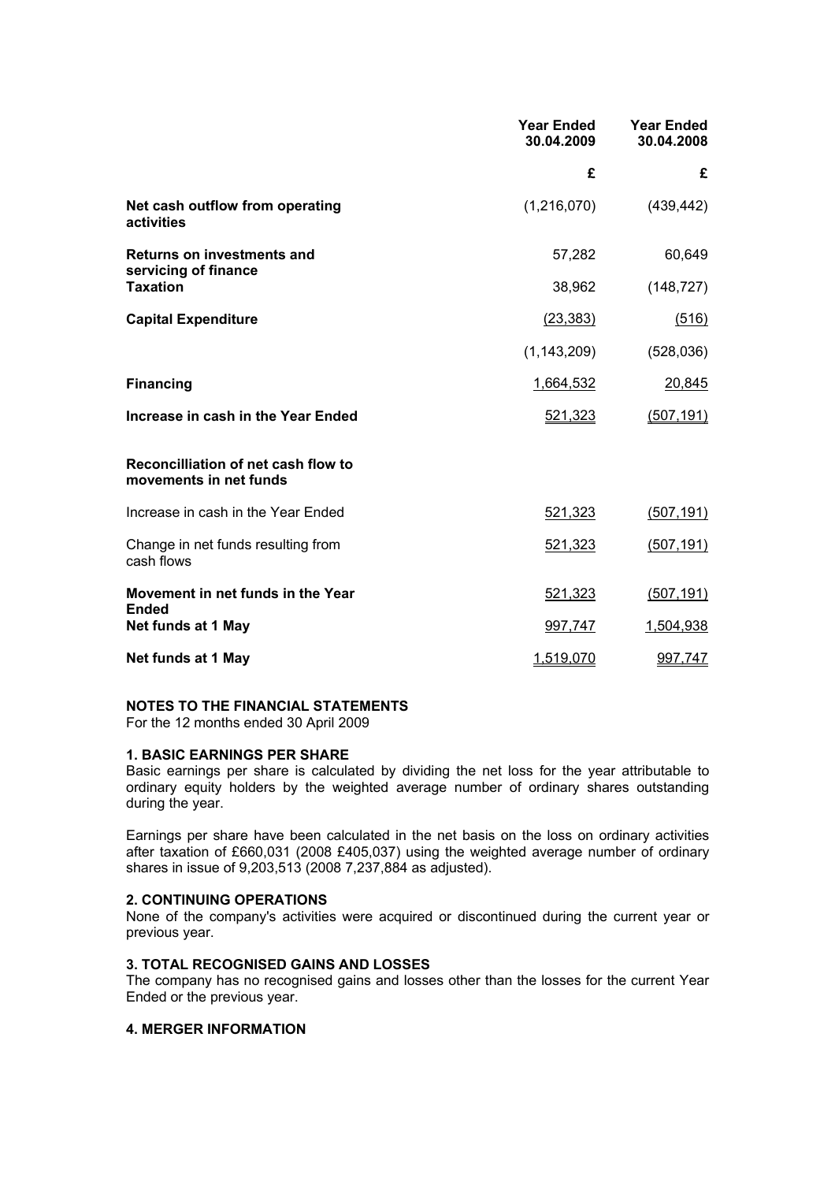| | Year Ended 30.04.2009 | Year Ended 30.04.2008 |
|---|---|---|
| | £ | £ |
| **Net cash outflow from operating activities** | (1,216,070) | (439,442) |
| **Returns on investments and servicing of finance** | 57,282 | 60,649 |
| **Taxation** | 38,962 | (148,727) |
| **Capital Expenditure** | (23,383) | (516) |
| | (1,143,209) | (528,036) |
| **Financing** | 1,664,532 | 20,845 |
| **Increase in cash in the Year Ended** | 521,323 | (507,191) |
| | | |
| **Reconcilliation of net cash flow to movements in net funds** | | |
| Increase in cash in the Year Ended | 521,323 | (507,191) |
| Change in net funds resulting from cash flows | 521,323 | (507,191) |
| **Movement in net funds in the Year Ended** | 521,323 | (507,191) |
| **Net funds at 1 May** | 997,747 | 1,504,938 |
| **Net funds at 1 May** | 1,519,070 | 997,747 |

**NOTES TO THE FINANCIAL STATEMENTS**

For the 12 months ended 30 April 2009

**1. BASIC EARNINGS PER SHARE**

Basic earnings per share is calculated by dividing the net loss for the year attributable to ordinary equity holders by the weighted average number of ordinary shares outstanding during the year.

Earnings per share have been calculated in the net basis on the loss on ordinary activities after taxation of £660,031 (2008 £405,037) using the weighted average number of ordinary shares in issue of 9,203,513 (2008 7,237,884 as adjusted).

**2. CONTINUING OPERATIONS**

None of the company's activities were acquired or discontinued during the current year or previous year.

**3. TOTAL RECOGNISED GAINS AND LOSSES**

The company has no recognised gains and losses other than the losses for the current Year Ended or the previous year.

**4. MERGER INFORMATION**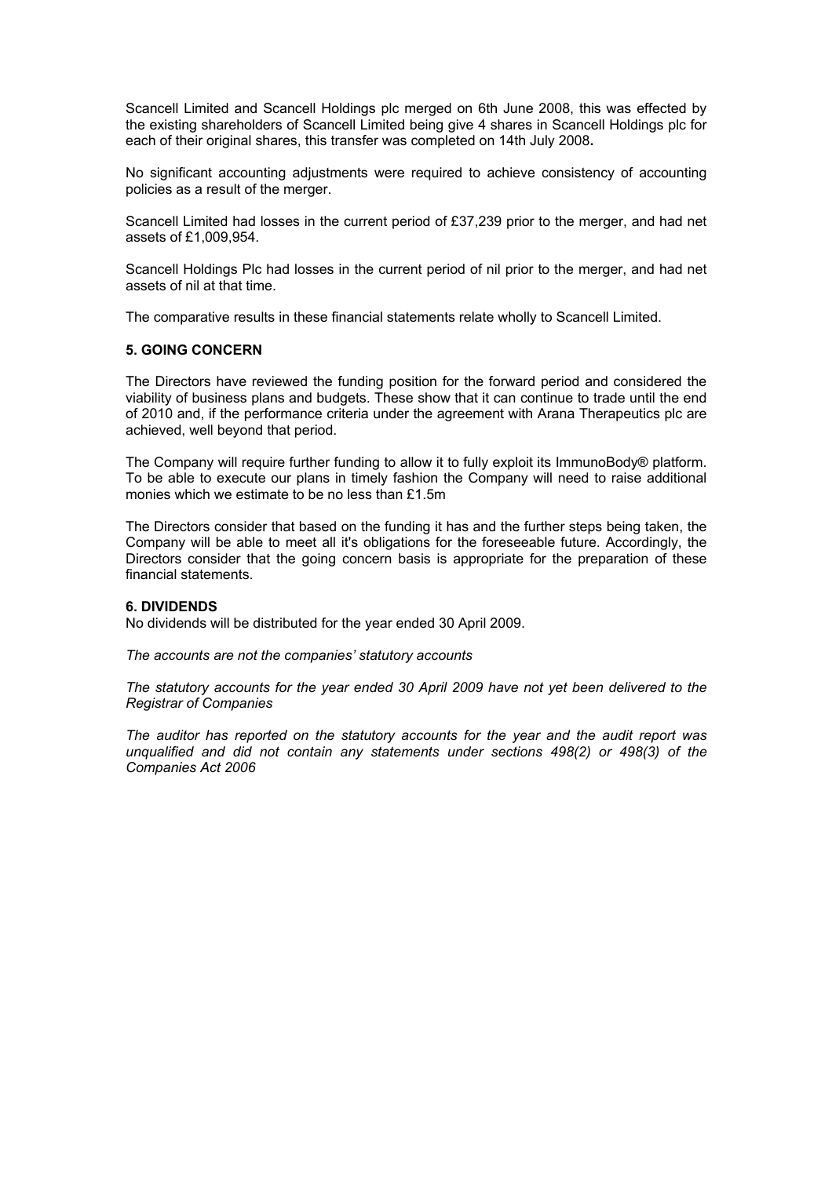Scancell Limited and Scancell Holdings plc merged on 6th June 2008, this was effected by the existing shareholders of Scancell Limited being give 4 shares in Scancell Holdings plc for each of their original shares, this transfer was completed on 14th July 2008**.**

No significant accounting adjustments were required to achieve consistency of accounting policies as a result of the merger.

Scancell Limited had losses in the current period of £37,239 prior to the merger, and had net assets of £1,009,954.

Scancell Holdings Plc had losses in the current period of nil prior to the merger, and had net assets of nil at that time.

The comparative results in these financial statements relate wholly to Scancell Limited.

**5. GOING CONCERN**

The Directors have reviewed the funding position for the forward period and considered the viability of business plans and budgets. These show that it can continue to trade until the end of 2010 and, if the performance criteria under the agreement with Arana Therapeutics plc are achieved, well beyond that period.

The Company will require further funding to allow it to fully exploit its ImmunoBody® platform. To be able to execute our plans in timely fashion the Company will need to raise additional monies which we estimate to be no less than £1.5m

The Directors consider that based on the funding it has and the further steps being taken, the Company will be able to meet all it's obligations for the foreseeable future. Accordingly, the Directors consider that the going concern basis is appropriate for the preparation of these financial statements.

**6. DIVIDENDS**

No dividends will be distributed for the year ended 30 April 2009.

*The accounts are not the companies' statutory accounts*

*The statutory accounts for the year ended 30 April 2009 have not yet been delivered to the Registrar of Companies*

*The auditor has reported on the statutory accounts for the year and the audit report was unqualified and did not contain any statements under sections 498(2) or 498(3) of the Companies Act 2006*